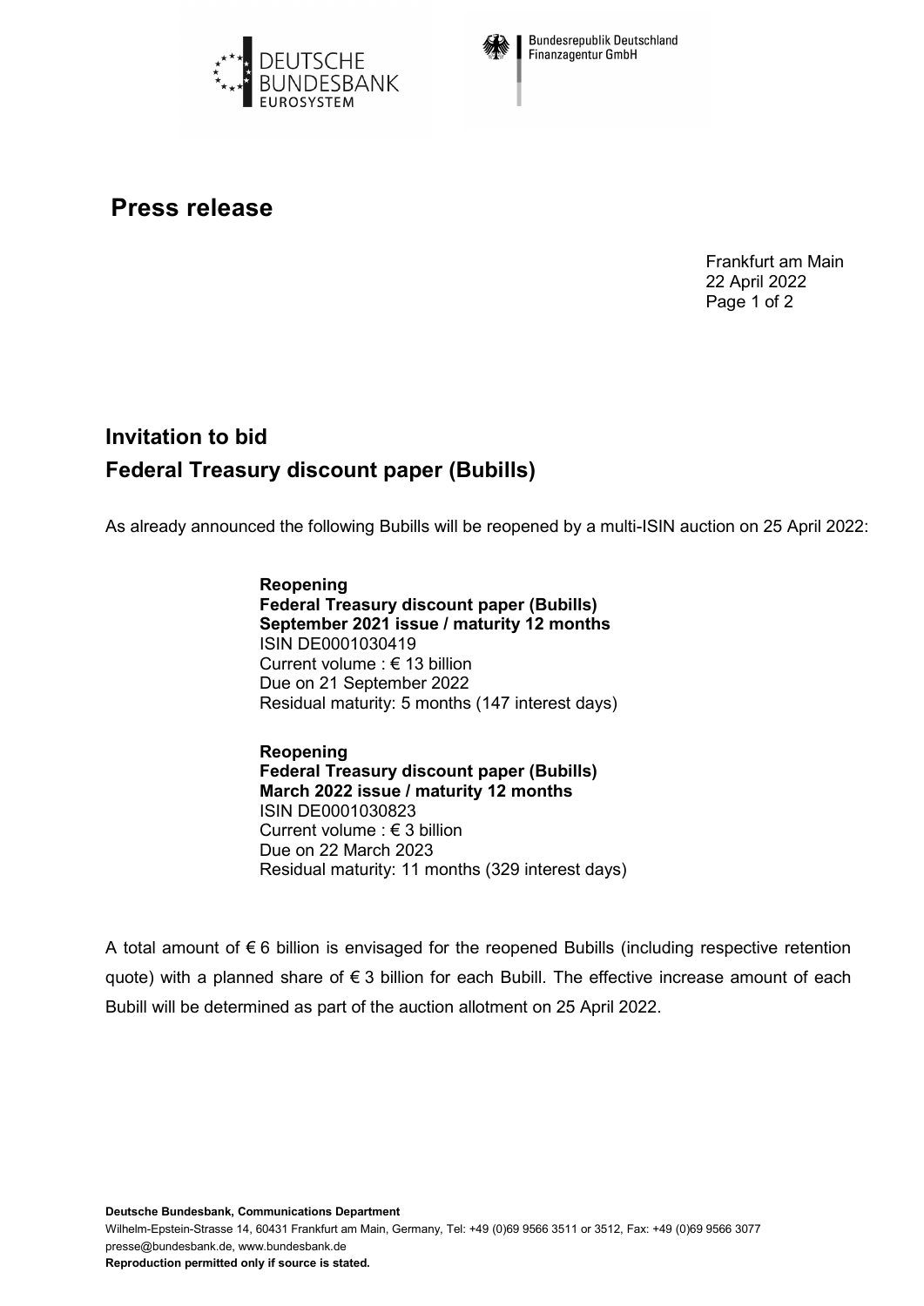# Press release

Frankfurt am Main
22 April 2022

## Invitation to bid
## Federal Treasury discount paper (Bubills)

As already announced the following Bubills will be reopened by a multi-ISIN auction on 25 April 2022:

**Reopening**
**Federal Treasury discount paper (Bubills)**
**September 2021 issue / maturity 12 months**
ISIN DE0001030419
Current volume : € 13 billion
Due on 21 September 2022
Residual maturity: 5 months (147 interest days)

**Reopening**
**Federal Treasury discount paper (Bubills)**
**March 2022 issue / maturity 12 months**
ISIN DE0001030823
Current volume : € 3 billion
Due on 22 March 2023
Residual maturity: 11 months (329 interest days)

A total amount of € 6 billion is envisaged for the reopened Bubills (including respective retention quote) with a planned share of € 3 billion for each Bubill. The effective increase amount of each Bubill will be determined as part of the auction allotment on 25 April 2022.

**Deutsche Bundesbank, Communications Department**
Wilhelm-Epstein-Strasse 14, 60431 Frankfurt am Main, Germany, Tel: +49 (0)69 9566 3511 or 3512, Fax: +49 (0)69 9566 3077
presse@bundesbank.de, www.bundesbank.de
**Reproduction permitted only if source is stated.**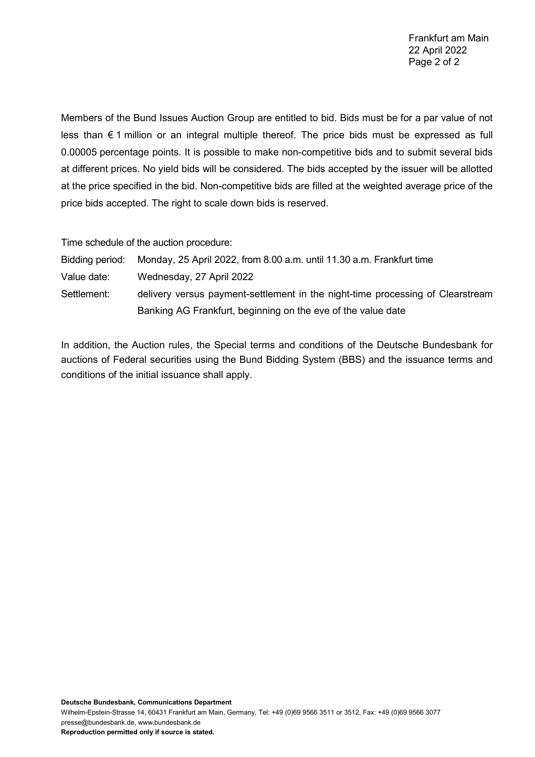Members of the Bund Issues Auction Group are entitled to bid. Bids must be for a par value of not less than € 1 million or an integral multiple thereof. The price bids must be expressed as full 0.00005 percentage points. It is possible to make non-competitive bids and to submit several bids at different prices. No yield bids will be considered. The bids accepted by the issuer will be allotted at the price specified in the bid. Non-competitive bids are filled at the weighted average price of the price bids accepted. The right to scale down bids is reserved.

Time schedule of the auction procedure:

| | |
|---|---|
| Bidding period: | Monday, 25 April 2022, from 8.00 a.m. until 11.30 a.m. Frankfurt time |
| Value date: | Wednesday, 27 April 2022 |
| Settlement: | delivery versus payment-settlement in the night-time processing of Clearstream Banking AG Frankfurt, beginning on the eve of the value date |

In addition, the Auction rules, the Special terms and conditions of the Deutsche Bundesbank for auctions of Federal securities using the Bund Bidding System (BBS) and the issuance terms and conditions of the initial issuance shall apply.

**Deutsche Bundesbank, Communications Department**
Wilhelm-Epstein-Strasse 14, 60431 Frankfurt am Main, Germany, Tel: +49 (0)69 9566 3511 or 3512, Fax: +49 (0)69 9566 3077
presse@bundesbank.de, www.bundesbank.de
**Reproduction permitted only if source is stated.**